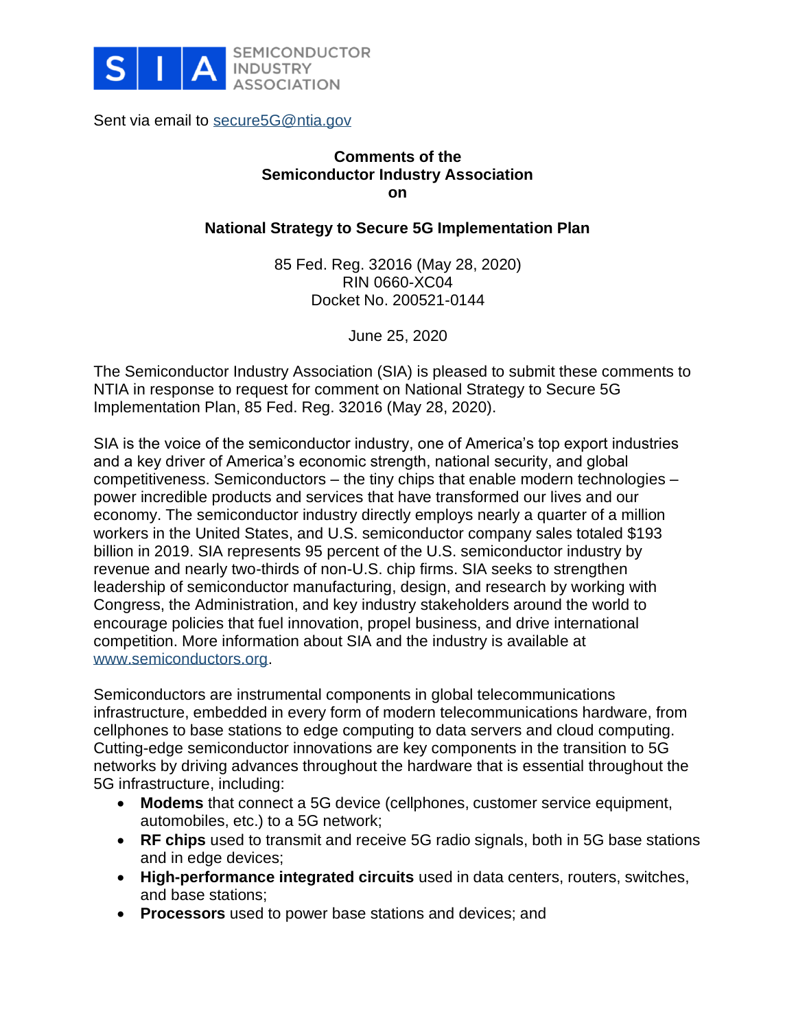SEMICONDUCTOR INDUSTRY ASSOCIATION

Sent via email to secure5G@ntia.gov

**Comments of the Semiconductor Industry Association on**

**National Strategy to Secure 5G Implementation Plan**

85 Fed. Reg. 32016 (May 28, 2020)
RIN 0660-XC04
Docket No. 200521-0144

June 25, 2020

The Semiconductor Industry Association (SIA) is pleased to submit these comments to NTIA in response to request for comment on National Strategy to Secure 5G Implementation Plan, 85 Fed. Reg. 32016 (May 28, 2020).

SIA is the voice of the semiconductor industry, one of America's top export industries and a key driver of America's economic strength, national security, and global competitiveness. Semiconductors – the tiny chips that enable modern technologies – power incredible products and services that have transformed our lives and our economy. The semiconductor industry directly employs nearly a quarter of a million workers in the United States, and U.S. semiconductor company sales totaled $193 billion in 2019. SIA represents 95 percent of the U.S. semiconductor industry by revenue and nearly two-thirds of non-U.S. chip firms. SIA seeks to strengthen leadership of semiconductor manufacturing, design, and research by working with Congress, the Administration, and key industry stakeholders around the world to encourage policies that fuel innovation, propel business, and drive international competition. More information about SIA and the industry is available at www.semiconductors.org.

Semiconductors are instrumental components in global telecommunications infrastructure, embedded in every form of modern telecommunications hardware, from cellphones to base stations to edge computing to data servers and cloud computing. Cutting-edge semiconductor innovations are key components in the transition to 5G networks by driving advances throughout the hardware that is essential throughout the 5G infrastructure, including:

- **Modems** that connect a 5G device (cellphones, customer service equipment, automobiles, etc.) to a 5G network;
- **RF chips** used to transmit and receive 5G radio signals, both in 5G base stations and in edge devices;
- **High-performance integrated circuits** used in data centers, routers, switches, and base stations;
- **Processors** used to power base stations and devices; and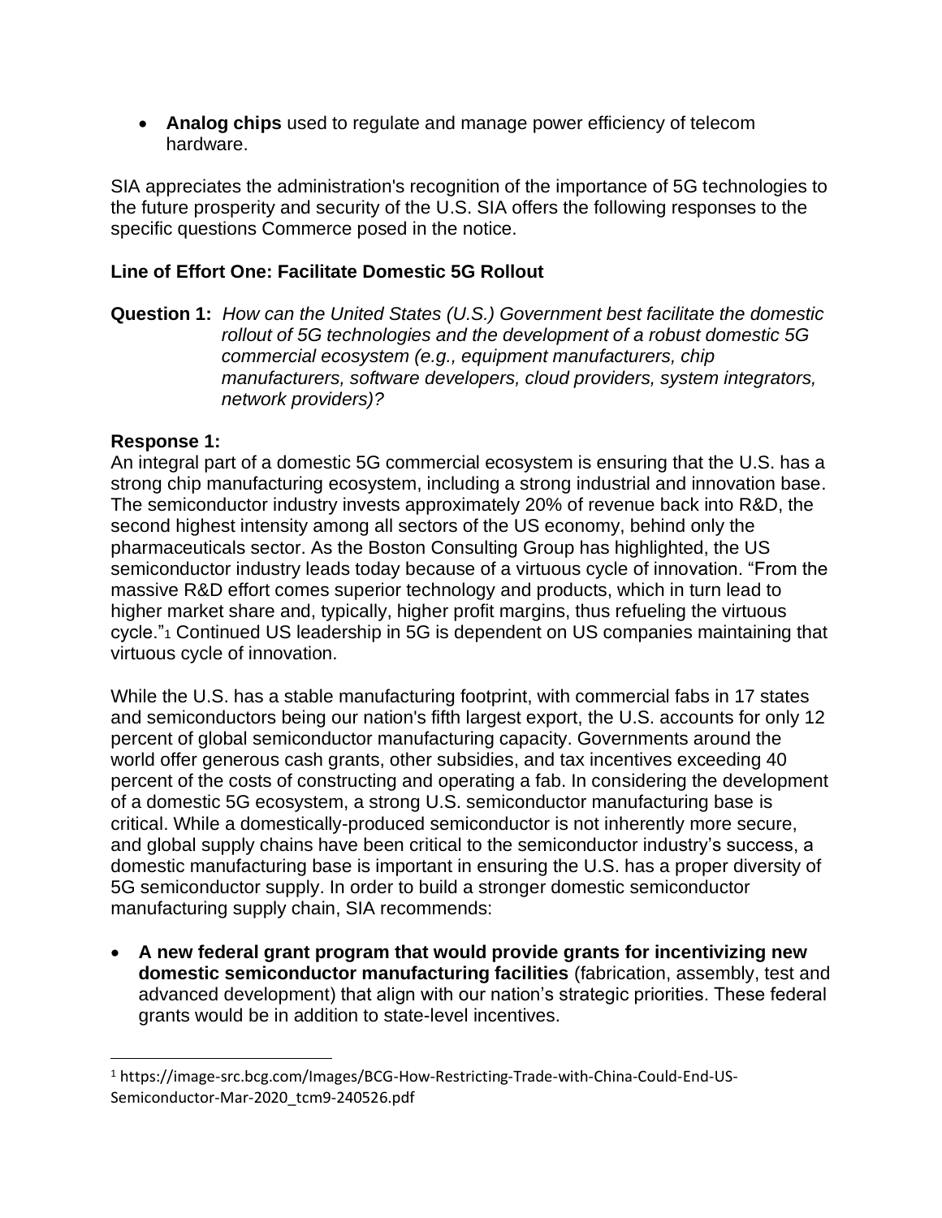- **Analog chips** used to regulate and manage power efficiency of telecom hardware.

SIA appreciates the administration's recognition of the importance of 5G technologies to the future prosperity and security of the U.S. SIA offers the following responses to the specific questions Commerce posed in the notice.

**Line of Effort One: Facilitate Domestic 5G Rollout**

**Question 1:** *How can the United States (U.S.) Government best facilitate the domestic rollout of 5G technologies and the development of a robust domestic 5G commercial ecosystem (e.g., equipment manufacturers, chip manufacturers, software developers, cloud providers, system integrators, network providers)?*

**Response 1:**
An integral part of a domestic 5G commercial ecosystem is ensuring that the U.S. has a strong chip manufacturing ecosystem, including a strong industrial and innovation base. The semiconductor industry invests approximately 20% of revenue back into R&D, the second highest intensity among all sectors of the US economy, behind only the pharmaceuticals sector. As the Boston Consulting Group has highlighted, the US semiconductor industry leads today because of a virtuous cycle of innovation. "From the massive R&D effort comes superior technology and products, which in turn lead to higher market share and, typically, higher profit margins, thus refueling the virtuous cycle."[1] Continued US leadership in 5G is dependent on US companies maintaining that virtuous cycle of innovation.

While the U.S. has a stable manufacturing footprint, with commercial fabs in 17 states and semiconductors being our nation's fifth largest export, the U.S. accounts for only 12 percent of global semiconductor manufacturing capacity. Governments around the world offer generous cash grants, other subsidies, and tax incentives exceeding 40 percent of the costs of constructing and operating a fab. In considering the development of a domestic 5G ecosystem, a strong U.S. semiconductor manufacturing base is critical. While a domestically-produced semiconductor is not inherently more secure, and global supply chains have been critical to the semiconductor industry's success, a domestic manufacturing base is important in ensuring the U.S. has a proper diversity of 5G semiconductor supply. In order to build a stronger domestic semiconductor manufacturing supply chain, SIA recommends:

- **A new federal grant program that would provide grants for incentivizing new domestic semiconductor manufacturing facilities** (fabrication, assembly, test and advanced development) that align with our nation's strategic priorities. These federal grants would be in addition to state-level incentives.

---

[1] https://image-src.bcg.com/Images/BCG-How-Restricting-Trade-with-China-Could-End-US-Semiconductor-Mar-2020_tcm9-240526.pdf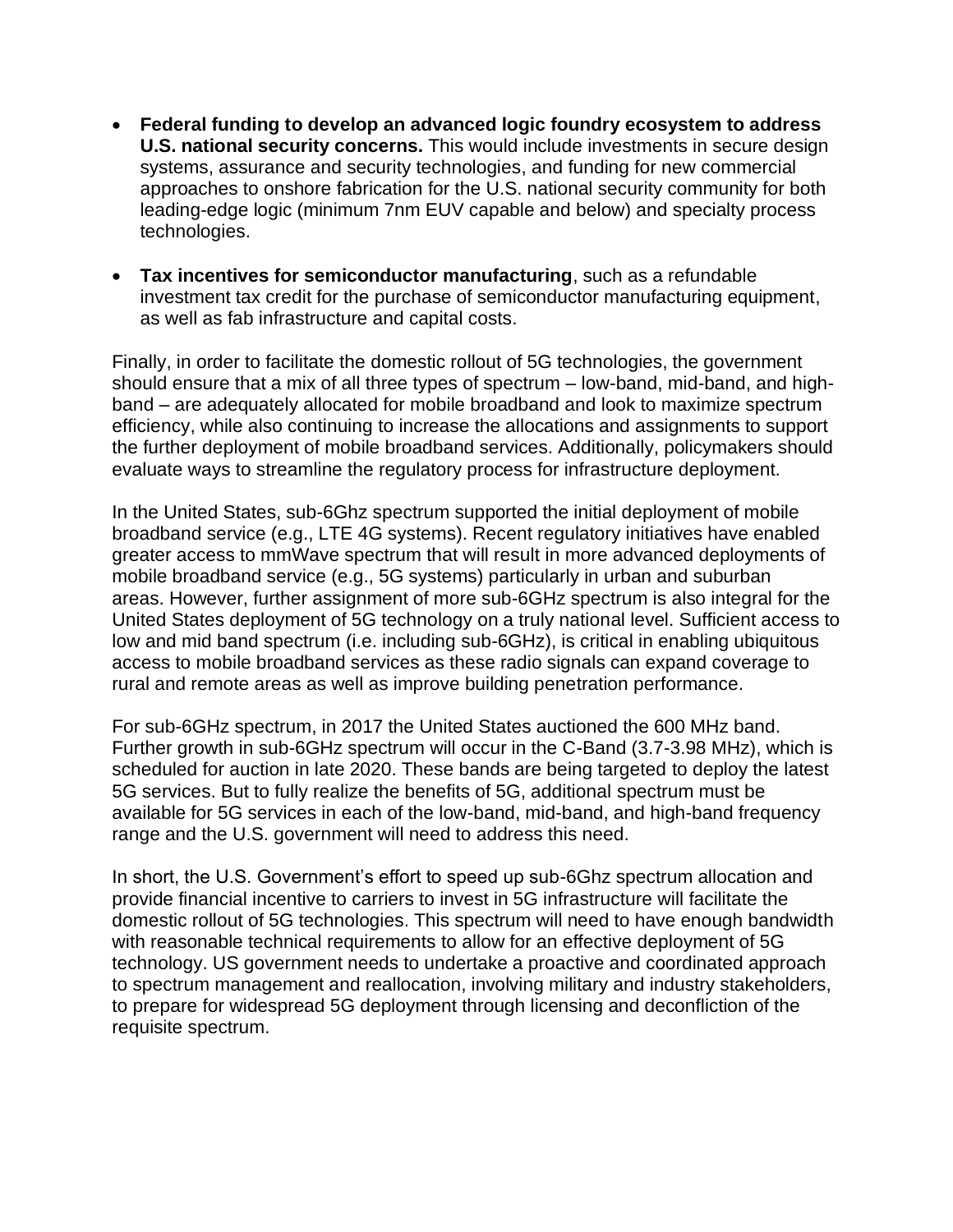- **Federal funding to develop an advanced logic foundry ecosystem to address U.S. national security concerns.** This would include investments in secure design systems, assurance and security technologies, and funding for new commercial approaches to onshore fabrication for the U.S. national security community for both leading-edge logic (minimum 7nm EUV capable and below) and specialty process technologies.

- **Tax incentives for semiconductor manufacturing**, such as a refundable investment tax credit for the purchase of semiconductor manufacturing equipment, as well as fab infrastructure and capital costs.

Finally, in order to facilitate the domestic rollout of 5G technologies, the government should ensure that a mix of all three types of spectrum – low-band, mid-band, and high-band – are adequately allocated for mobile broadband and look to maximize spectrum efficiency, while also continuing to increase the allocations and assignments to support the further deployment of mobile broadband services. Additionally, policymakers should evaluate ways to streamline the regulatory process for infrastructure deployment.

In the United States, sub-6Ghz spectrum supported the initial deployment of mobile broadband service (e.g., LTE 4G systems). Recent regulatory initiatives have enabled greater access to mmWave spectrum that will result in more advanced deployments of mobile broadband service (e.g., 5G systems) particularly in urban and suburban areas. However, further assignment of more sub-6GHz spectrum is also integral for the United States deployment of 5G technology on a truly national level. Sufficient access to low and mid band spectrum (i.e. including sub-6GHz), is critical in enabling ubiquitous access to mobile broadband services as these radio signals can expand coverage to rural and remote areas as well as improve building penetration performance.

For sub-6GHz spectrum, in 2017 the United States auctioned the 600 MHz band. Further growth in sub-6GHz spectrum will occur in the C-Band (3.7-3.98 MHz), which is scheduled for auction in late 2020. These bands are being targeted to deploy the latest 5G services. But to fully realize the benefits of 5G, additional spectrum must be available for 5G services in each of the low-band, mid-band, and high-band frequency range and the U.S. government will need to address this need.

In short, the U.S. Government's effort to speed up sub-6Ghz spectrum allocation and provide financial incentive to carriers to invest in 5G infrastructure will facilitate the domestic rollout of 5G technologies. This spectrum will need to have enough bandwidth with reasonable technical requirements to allow for an effective deployment of 5G technology. US government needs to undertake a proactive and coordinated approach to spectrum management and reallocation, involving military and industry stakeholders, to prepare for widespread 5G deployment through licensing and deconfliction of the requisite spectrum.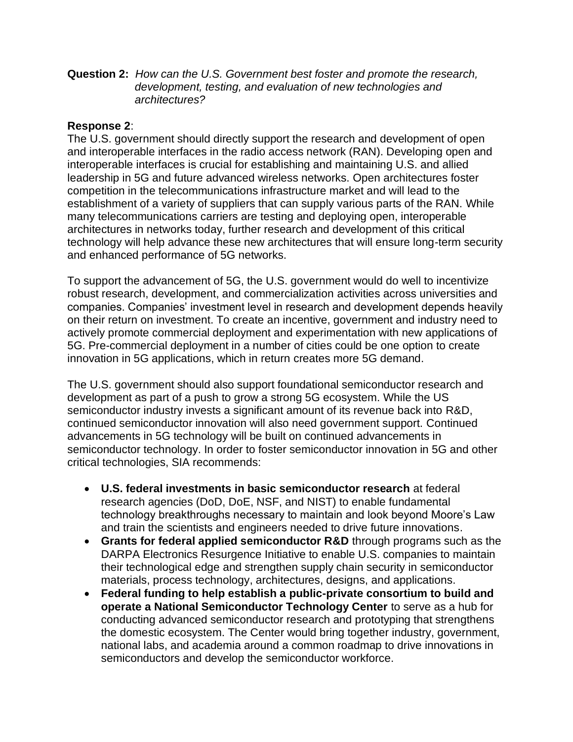**Question 2:** *How can the U.S. Government best foster and promote the research, development, testing, and evaluation of new technologies and architectures?*

**Response 2**:
The U.S. government should directly support the research and development of open and interoperable interfaces in the radio access network (RAN). Developing open and interoperable interfaces is crucial for establishing and maintaining U.S. and allied leadership in 5G and future advanced wireless networks. Open architectures foster competition in the telecommunications infrastructure market and will lead to the establishment of a variety of suppliers that can supply various parts of the RAN. While many telecommunications carriers are testing and deploying open, interoperable architectures in networks today, further research and development of this critical technology will help advance these new architectures that will ensure long-term security and enhanced performance of 5G networks.

To support the advancement of 5G, the U.S. government would do well to incentivize robust research, development, and commercialization activities across universities and companies. Companies' investment level in research and development depends heavily on their return on investment. To create an incentive, government and industry need to actively promote commercial deployment and experimentation with new applications of 5G. Pre-commercial deployment in a number of cities could be one option to create innovation in 5G applications, which in return creates more 5G demand.

The U.S. government should also support foundational semiconductor research and development as part of a push to grow a strong 5G ecosystem. While the US semiconductor industry invests a significant amount of its revenue back into R&D, continued semiconductor innovation will also need government support. Continued advancements in 5G technology will be built on continued advancements in semiconductor technology. In order to foster semiconductor innovation in 5G and other critical technologies, SIA recommends:

- **U.S. federal investments in basic semiconductor research** at federal research agencies (DoD, DoE, NSF, and NIST) to enable fundamental technology breakthroughs necessary to maintain and look beyond Moore's Law and train the scientists and engineers needed to drive future innovations.
- **Grants for federal applied semiconductor R&D** through programs such as the DARPA Electronics Resurgence Initiative to enable U.S. companies to maintain their technological edge and strengthen supply chain security in semiconductor materials, process technology, architectures, designs, and applications.
- **Federal funding to help establish a public-private consortium to build and operate a National Semiconductor Technology Center** to serve as a hub for conducting advanced semiconductor research and prototyping that strengthens the domestic ecosystem. The Center would bring together industry, government, national labs, and academia around a common roadmap to drive innovations in semiconductors and develop the semiconductor workforce.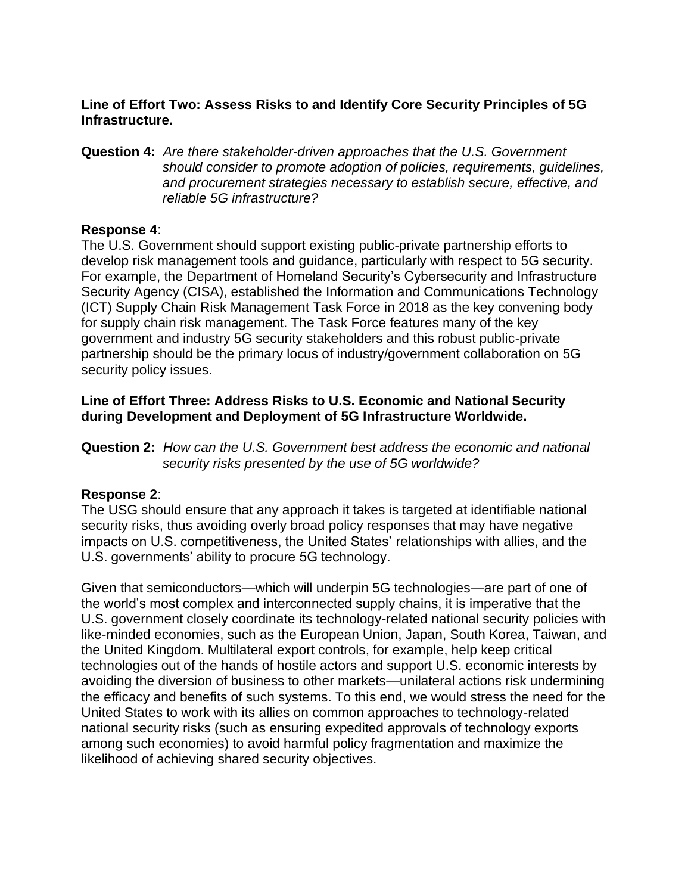**Line of Effort Two: Assess Risks to and Identify Core Security Principles of 5G Infrastructure.**

**Question 4:** *Are there stakeholder-driven approaches that the U.S. Government should consider to promote adoption of policies, requirements, guidelines, and procurement strategies necessary to establish secure, effective, and reliable 5G infrastructure?*

**Response 4**:
The U.S. Government should support existing public-private partnership efforts to develop risk management tools and guidance, particularly with respect to 5G security. For example, the Department of Homeland Security's Cybersecurity and Infrastructure Security Agency (CISA), established the Information and Communications Technology (ICT) Supply Chain Risk Management Task Force in 2018 as the key convening body for supply chain risk management. The Task Force features many of the key government and industry 5G security stakeholders and this robust public-private partnership should be the primary locus of industry/government collaboration on 5G security policy issues.

**Line of Effort Three: Address Risks to U.S. Economic and National Security during Development and Deployment of 5G Infrastructure Worldwide.**

**Question 2:** *How can the U.S. Government best address the economic and national security risks presented by the use of 5G worldwide?*

**Response 2**:
The USG should ensure that any approach it takes is targeted at identifiable national security risks, thus avoiding overly broad policy responses that may have negative impacts on U.S. competitiveness, the United States' relationships with allies, and the U.S. governments' ability to procure 5G technology.

Given that semiconductors—which will underpin 5G technologies—are part of one of the world's most complex and interconnected supply chains, it is imperative that the U.S. government closely coordinate its technology-related national security policies with like-minded economies, such as the European Union, Japan, South Korea, Taiwan, and the United Kingdom. Multilateral export controls, for example, help keep critical technologies out of the hands of hostile actors and support U.S. economic interests by avoiding the diversion of business to other markets—unilateral actions risk undermining the efficacy and benefits of such systems. To this end, we would stress the need for the United States to work with its allies on common approaches to technology-related national security risks (such as ensuring expedited approvals of technology exports among such economies) to avoid harmful policy fragmentation and maximize the likelihood of achieving shared security objectives.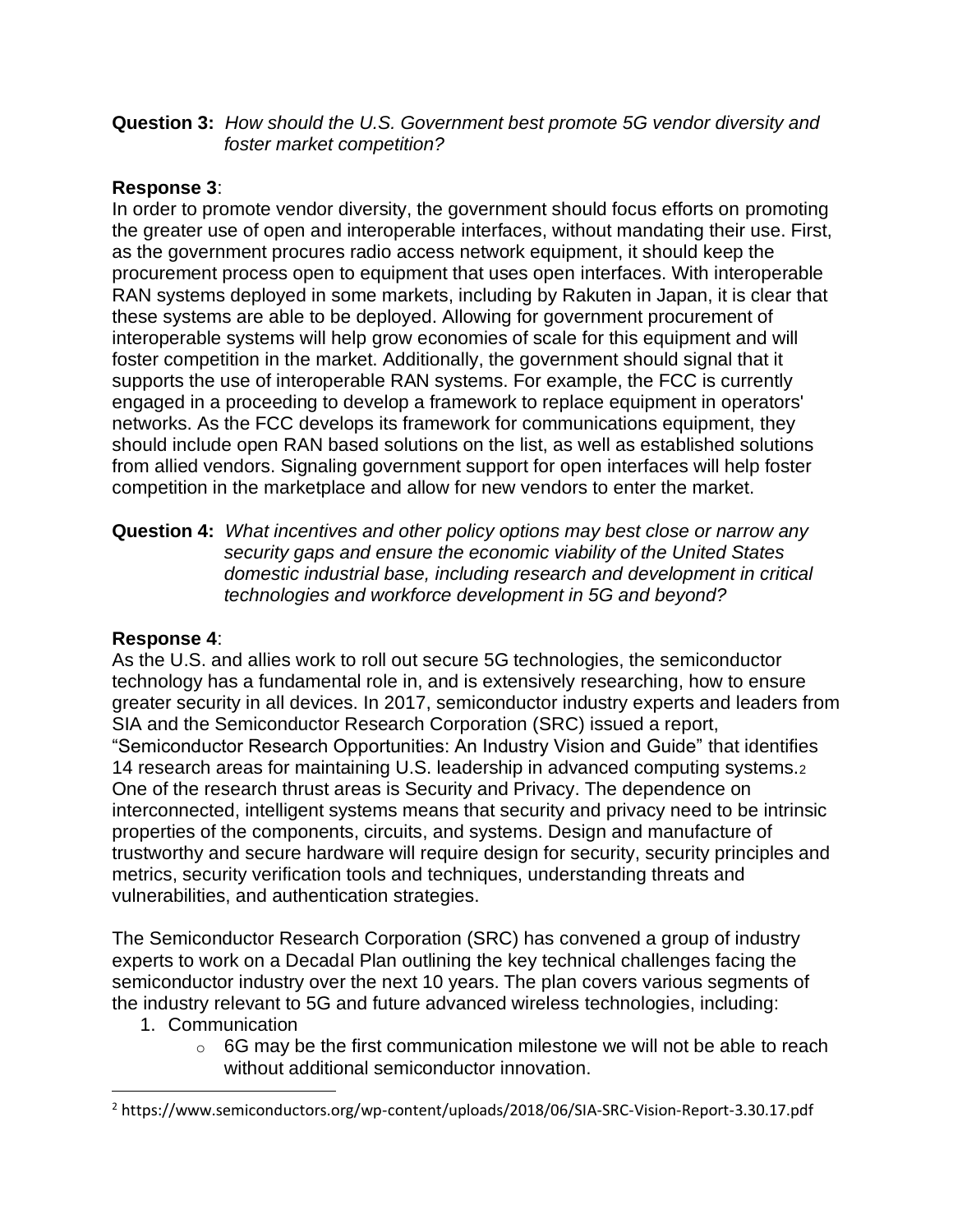**Question 3:** *How should the U.S. Government best promote 5G vendor diversity and foster market competition?*

**Response 3**:
In order to promote vendor diversity, the government should focus efforts on promoting the greater use of open and interoperable interfaces, without mandating their use. First, as the government procures radio access network equipment, it should keep the procurement process open to equipment that uses open interfaces. With interoperable RAN systems deployed in some markets, including by Rakuten in Japan, it is clear that these systems are able to be deployed. Allowing for government procurement of interoperable systems will help grow economies of scale for this equipment and will foster competition in the market. Additionally, the government should signal that it supports the use of interoperable RAN systems. For example, the FCC is currently engaged in a proceeding to develop a framework to replace equipment in operators' networks. As the FCC develops its framework for communications equipment, they should include open RAN based solutions on the list, as well as established solutions from allied vendors. Signaling government support for open interfaces will help foster competition in the marketplace and allow for new vendors to enter the market.

**Question 4:** *What incentives and other policy options may best close or narrow any security gaps and ensure the economic viability of the United States domestic industrial base, including research and development in critical technologies and workforce development in 5G and beyond?*

**Response 4**:
As the U.S. and allies work to roll out secure 5G technologies, the semiconductor technology has a fundamental role in, and is extensively researching, how to ensure greater security in all devices. In 2017, semiconductor industry experts and leaders from SIA and the Semiconductor Research Corporation (SRC) issued a report, "Semiconductor Research Opportunities: An Industry Vision and Guide" that identifies 14 research areas for maintaining U.S. leadership in advanced computing systems.[2] One of the research thrust areas is Security and Privacy. The dependence on interconnected, intelligent systems means that security and privacy need to be intrinsic properties of the components, circuits, and systems. Design and manufacture of trustworthy and secure hardware will require design for security, security principles and metrics, security verification tools and techniques, understanding threats and vulnerabilities, and authentication strategies.

The Semiconductor Research Corporation (SRC) has convened a group of industry experts to work on a Decadal Plan outlining the key technical challenges facing the semiconductor industry over the next 10 years. The plan covers various segments of the industry relevant to 5G and future advanced wireless technologies, including:

1. Communication
   - 6G may be the first communication milestone we will not be able to reach without additional semiconductor innovation.

[2] https://www.semiconductors.org/wp-content/uploads/2018/06/SIA-SRC-Vision-Report-3.30.17.pdf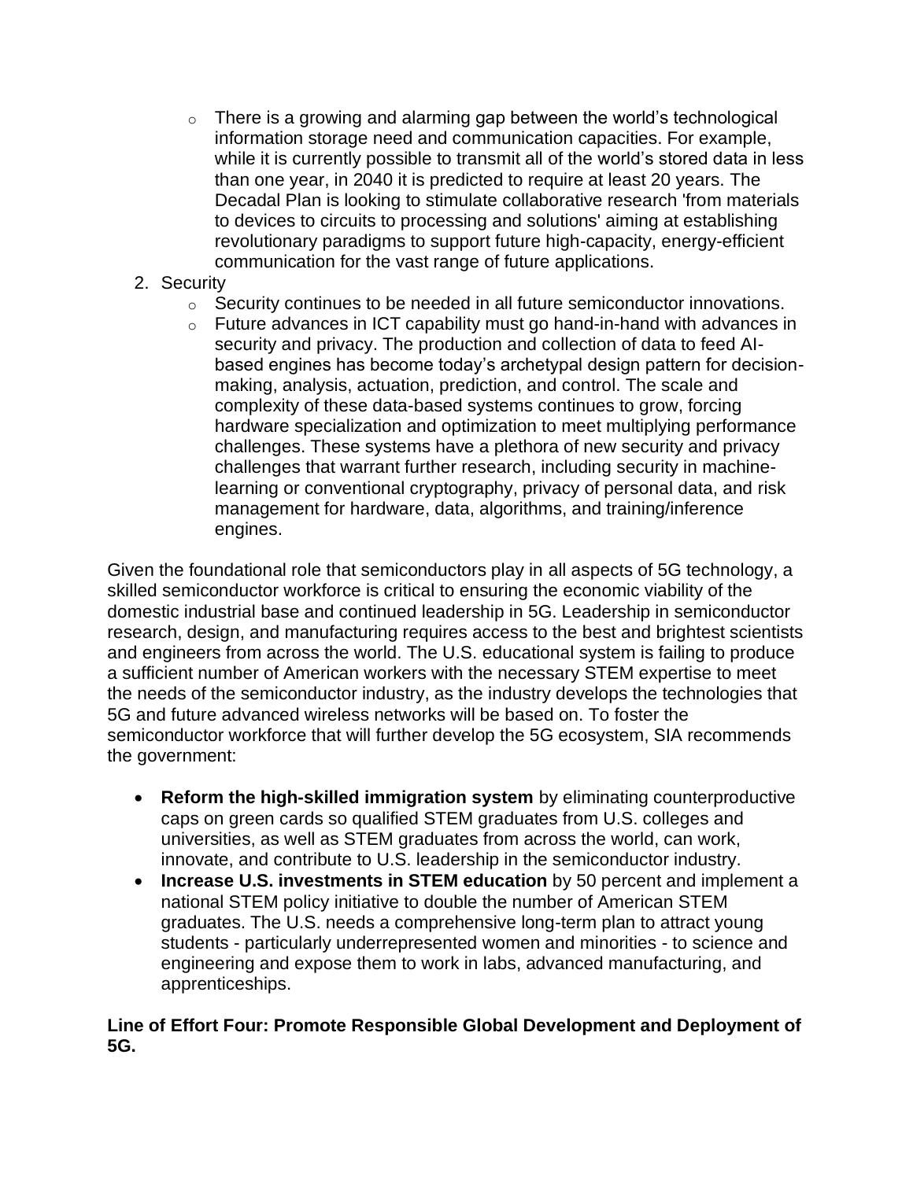- There is a growing and alarming gap between the world's technological information storage need and communication capacities. For example, while it is currently possible to transmit all of the world's stored data in less than one year, in 2040 it is predicted to require at least 20 years. The Decadal Plan is looking to stimulate collaborative research 'from materials to devices to circuits to processing and solutions' aiming at establishing revolutionary paradigms to support future high-capacity, energy-efficient communication for the vast range of future applications.

2. Security
   - Security continues to be needed in all future semiconductor innovations.
   - Future advances in ICT capability must go hand-in-hand with advances in security and privacy. The production and collection of data to feed AI-based engines has become today's archetypal design pattern for decision-making, analysis, actuation, prediction, and control. The scale and complexity of these data-based systems continues to grow, forcing hardware specialization and optimization to meet multiplying performance challenges. These systems have a plethora of new security and privacy challenges that warrant further research, including security in machine-learning or conventional cryptography, privacy of personal data, and risk management for hardware, data, algorithms, and training/inference engines.

Given the foundational role that semiconductors play in all aspects of 5G technology, a skilled semiconductor workforce is critical to ensuring the economic viability of the domestic industrial base and continued leadership in 5G. Leadership in semiconductor research, design, and manufacturing requires access to the best and brightest scientists and engineers from across the world. The U.S. educational system is failing to produce a sufficient number of American workers with the necessary STEM expertise to meet the needs of the semiconductor industry, as the industry develops the technologies that 5G and future advanced wireless networks will be based on. To foster the semiconductor workforce that will further develop the 5G ecosystem, SIA recommends the government:

- **Reform the high-skilled immigration system** by eliminating counterproductive caps on green cards so qualified STEM graduates from U.S. colleges and universities, as well as STEM graduates from across the world, can work, innovate, and contribute to U.S. leadership in the semiconductor industry.
- **Increase U.S. investments in STEM education** by 50 percent and implement a national STEM policy initiative to double the number of American STEM graduates. The U.S. needs a comprehensive long-term plan to attract young students - particularly underrepresented women and minorities - to science and engineering and expose them to work in labs, advanced manufacturing, and apprenticeships.

**Line of Effort Four: Promote Responsible Global Development and Deployment of 5G.**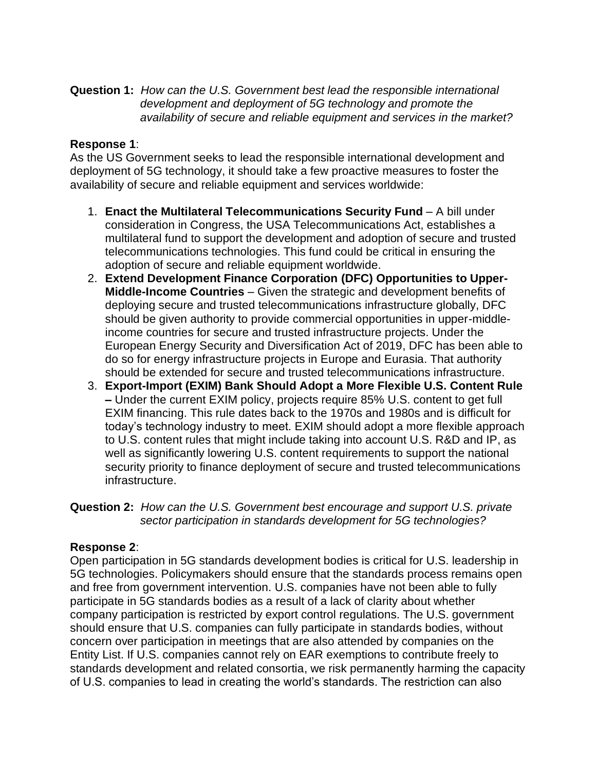**Question 1:** *How can the U.S. Government best lead the responsible international development and deployment of 5G technology and promote the availability of secure and reliable equipment and services in the market?*

**Response 1**:

As the US Government seeks to lead the responsible international development and deployment of 5G technology, it should take a few proactive measures to foster the availability of secure and reliable equipment and services worldwide:

1. **Enact the Multilateral Telecommunications Security Fund** – A bill under consideration in Congress, the USA Telecommunications Act, establishes a multilateral fund to support the development and adoption of secure and trusted telecommunications technologies. This fund could be critical in ensuring the adoption of secure and reliable equipment worldwide.
2. **Extend Development Finance Corporation (DFC) Opportunities to Upper-Middle-Income Countries** – Given the strategic and development benefits of deploying secure and trusted telecommunications infrastructure globally, DFC should be given authority to provide commercial opportunities in upper-middle-income countries for secure and trusted infrastructure projects. Under the European Energy Security and Diversification Act of 2019, DFC has been able to do so for energy infrastructure projects in Europe and Eurasia. That authority should be extended for secure and trusted telecommunications infrastructure.
3. **Export-Import (EXIM) Bank Should Adopt a More Flexible U.S. Content Rule –** Under the current EXIM policy, projects require 85% U.S. content to get full EXIM financing. This rule dates back to the 1970s and 1980s and is difficult for today's technology industry to meet. EXIM should adopt a more flexible approach to U.S. content rules that might include taking into account U.S. R&D and IP, as well as significantly lowering U.S. content requirements to support the national security priority to finance deployment of secure and trusted telecommunications infrastructure.

**Question 2:** *How can the U.S. Government best encourage and support U.S. private sector participation in standards development for 5G technologies?*

**Response 2**:

Open participation in 5G standards development bodies is critical for U.S. leadership in 5G technologies. Policymakers should ensure that the standards process remains open and free from government intervention. U.S. companies have not been able to fully participate in 5G standards bodies as a result of a lack of clarity about whether company participation is restricted by export control regulations. The U.S. government should ensure that U.S. companies can fully participate in standards bodies, without concern over participation in meetings that are also attended by companies on the Entity List. If U.S. companies cannot rely on EAR exemptions to contribute freely to standards development and related consortia, we risk permanently harming the capacity of U.S. companies to lead in creating the world's standards. The restriction can also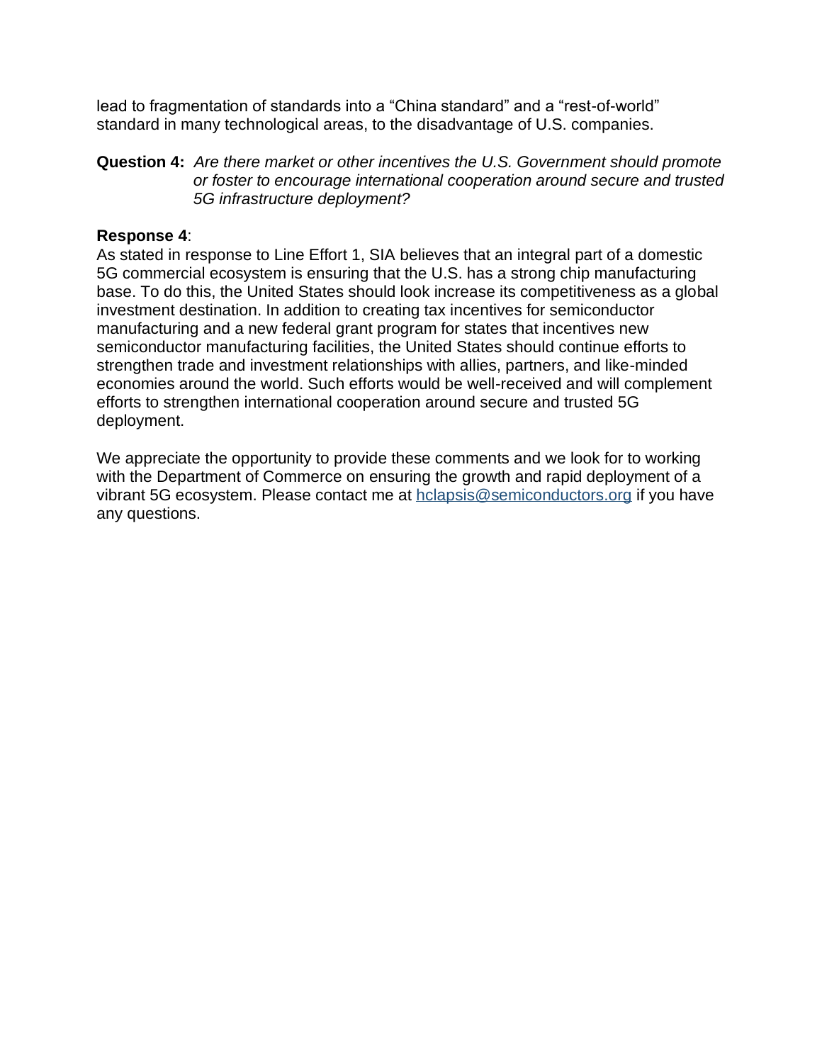lead to fragmentation of standards into a “China standard” and a “rest-of-world” standard in many technological areas, to the disadvantage of U.S. companies.

**Question 4:** *Are there market or other incentives the U.S. Government should promote or foster to encourage international cooperation around secure and trusted 5G infrastructure deployment?*

**Response 4**:
As stated in response to Line Effort 1, SIA believes that an integral part of a domestic 5G commercial ecosystem is ensuring that the U.S. has a strong chip manufacturing base. To do this, the United States should look increase its competitiveness as a global investment destination. In addition to creating tax incentives for semiconductor manufacturing and a new federal grant program for states that incentives new semiconductor manufacturing facilities, the United States should continue efforts to strengthen trade and investment relationships with allies, partners, and like-minded economies around the world. Such efforts would be well-received and will complement efforts to strengthen international cooperation around secure and trusted 5G deployment.

We appreciate the opportunity to provide these comments and we look for to working with the Department of Commerce on ensuring the growth and rapid deployment of a vibrant 5G ecosystem. Please contact me at hclapsis@semiconductors.org if you have any questions.